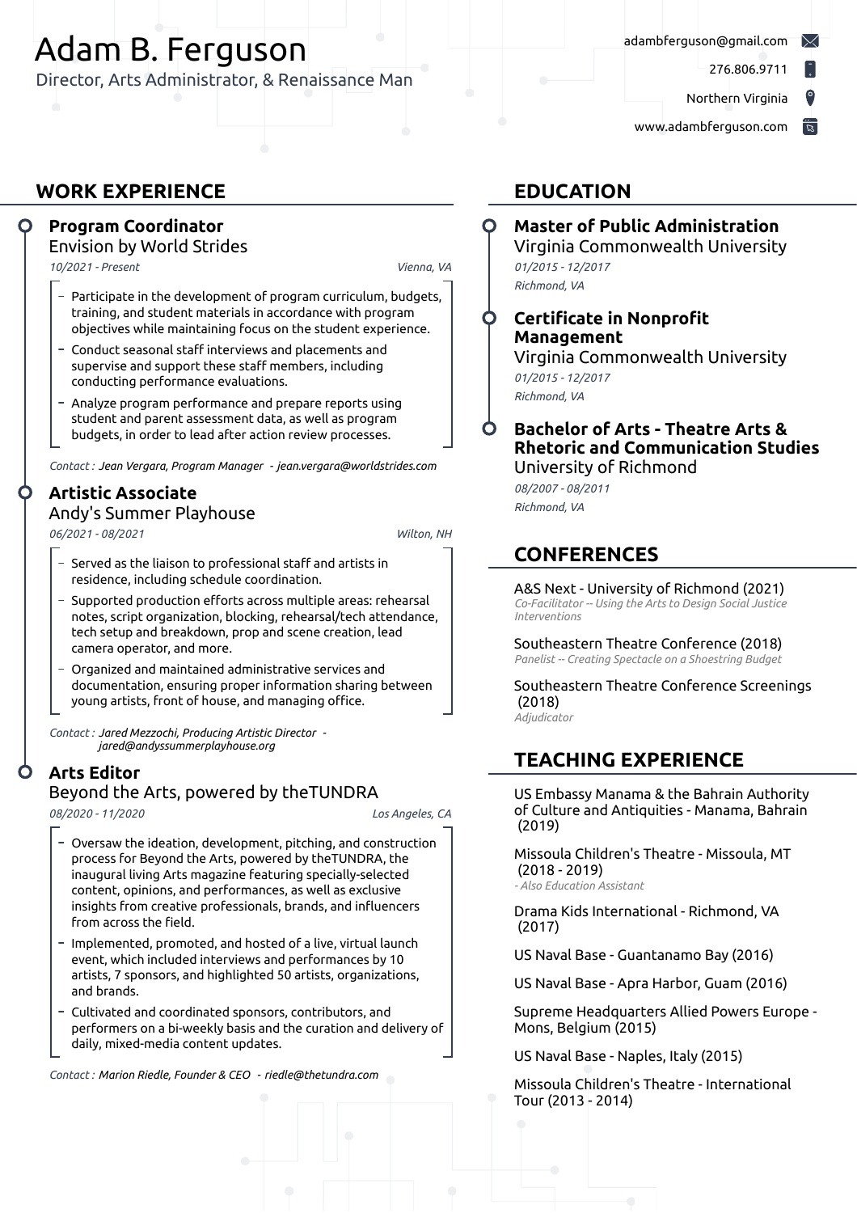# Adam B. Ferguson

Director, Arts Administrator, & Renaissance Man

adambferguson@gmail.com
276.806.9711
Northern Virginia
www.adambferguson.com

## WORK EXPERIENCE

### Program Coordinator
Envision by World Strides
*10/2021 - Present* — *Vienna, VA*

- Participate in the development of program curriculum, budgets, training, and student materials in accordance with program objectives while maintaining focus on the student experience.
- Conduct seasonal staff interviews and placements and supervise and support these staff members, including conducting performance evaluations.
- Analyze program performance and prepare reports using student and parent assessment data, as well as program budgets, in order to lead after action review processes.

*Contact : Jean Vergara, Program Manager - jean.vergara@worldstrides.com*

### Artistic Associate
Andy's Summer Playhouse
*06/2021 - 08/2021* — *Wilton, NH*

- Served as the liaison to professional staff and artists in residence, including schedule coordination.
- Supported production efforts across multiple areas: rehearsal notes, script organization, blocking, rehearsal/tech attendance, tech setup and breakdown, prop and scene creation, lead camera operator, and more.
- Organized and maintained administrative services and documentation, ensuring proper information sharing between young artists, front of house, and managing office.

*Contact : Jared Mezzochi, Producing Artistic Director - jared@andyssummerplayhouse.org*

### Arts Editor
Beyond the Arts, powered by theTUNDRA
*08/2020 - 11/2020* — *Los Angeles, CA*

- Oversaw the ideation, development, pitching, and construction process for Beyond the Arts, powered by theTUNDRA, the inaugural living Arts magazine featuring specially-selected content, opinions, and performances, as well as exclusive insights from creative professionals, brands, and influencers from across the field.
- Implemented, promoted, and hosted of a live, virtual launch event, which included interviews and performances by 10 artists, 7 sponsors, and highlighted 50 artists, organizations, and brands.
- Cultivated and coordinated sponsors, contributors, and performers on a bi-weekly basis and the curation and delivery of daily, mixed-media content updates.

*Contact : Marion Riedle, Founder & CEO - riedle@thetundra.com*

## EDUCATION

### Master of Public Administration
Virginia Commonwealth University
*01/2015 - 12/2017*
*Richmond, VA*

### Certificate in Nonprofit Management
Virginia Commonwealth University
*01/2015 - 12/2017*
*Richmond, VA*

### Bachelor of Arts - Theatre Arts & Rhetoric and Communication Studies
University of Richmond
*08/2007 - 08/2011*
*Richmond, VA*

## CONFERENCES

A&S Next - University of Richmond (2021)
*Co-Facilitator -- Using the Arts to Design Social Justice Interventions*

Southeastern Theatre Conference (2018)
*Panelist -- Creating Spectacle on a Shoestring Budget*

Southeastern Theatre Conference Screenings (2018)
*Adjudicator*

## TEACHING EXPERIENCE

US Embassy Manama & the Bahrain Authority of Culture and Antiquities - Manama, Bahrain (2019)

Missoula Children's Theatre - Missoula, MT (2018 - 2019)
*- Also Education Assistant*

Drama Kids International - Richmond, VA (2017)

US Naval Base - Guantanamo Bay (2016)

US Naval Base - Apra Harbor, Guam (2016)

Supreme Headquarters Allied Powers Europe - Mons, Belgium (2015)

US Naval Base - Naples, Italy (2015)

Missoula Children's Theatre - International Tour (2013 - 2014)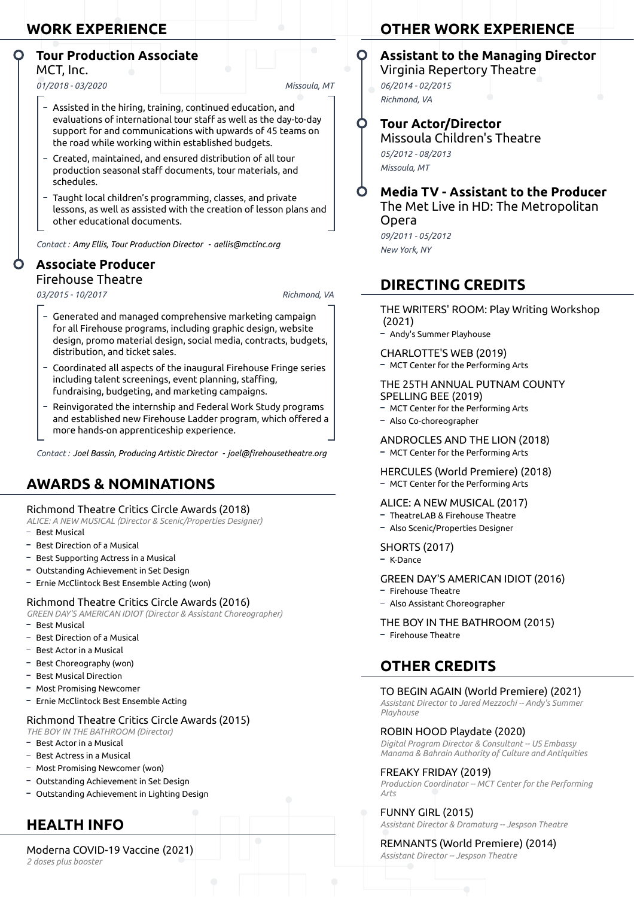## WORK EXPERIENCE

### Tour Production Associate
MCT, Inc.

*01/2018 - 03/2020* — *Missoula, MT*

- Assisted in the hiring, training, continued education, and evaluations of international tour staff as well as the day-to-day support for and communications with upwards of 45 teams on the road while working within established budgets.
- Created, maintained, and ensured distribution of all tour production seasonal staff documents, tour materials, and schedules.
- Taught local children's programming, classes, and private lessons, as well as assisted with the creation of lesson plans and other educational documents.

*Contact : Amy Ellis, Tour Production Director - aellis@mctinc.org*

### Associate Producer
Firehouse Theatre

*03/2015 - 10/2017* — *Richmond, VA*

- Generated and managed comprehensive marketing campaign for all Firehouse programs, including graphic design, website design, promo material design, social media, contracts, budgets, distribution, and ticket sales.
- Coordinated all aspects of the inaugural Firehouse Fringe series including talent screenings, event planning, staffing, fundraising, budgeting, and marketing campaigns.
- Reinvigorated the internship and Federal Work Study programs and established new Firehouse Ladder program, which offered a more hands-on apprenticeship experience.

*Contact : Joel Bassin, Producing Artistic Director - joel@firehousetheatre.org*

## AWARDS & NOMINATIONS

Richmond Theatre Critics Circle Awards (2018)

*ALICE: A NEW MUSICAL (Director & Scenic/Properties Designer)*

- Best Musical
- Best Direction of a Musical
- Best Supporting Actress in a Musical
- Outstanding Achievement in Set Design
- Ernie McClintock Best Ensemble Acting (won)

Richmond Theatre Critics Circle Awards (2016)

*GREEN DAY'S AMERICAN IDIOT (Director & Assistant Choreographer)*

- Best Musical
- Best Direction of a Musical
- Best Actor in a Musical
- Best Choreography (won)
- Best Musical Direction
- Most Promising Newcomer
- Ernie McClintock Best Ensemble Acting

Richmond Theatre Critics Circle Awards (2015)

*THE BOY IN THE BATHROOM (Director)*

- Best Actor in a Musical
- Best Actress in a Musical
- Most Promising Newcomer (won)
- Outstanding Achievement in Set Design
- Outstanding Achievement in Lighting Design

## HEALTH INFO

Moderna COVID-19 Vaccine (2021)

*2 doses plus booster*

## OTHER WORK EXPERIENCE

### Assistant to the Managing Director
Virginia Repertory Theatre

*06/2014 - 02/2015*

*Richmond, VA*

### Tour Actor/Director
Missoula Children's Theatre

*05/2012 - 08/2013*

*Missoula, MT*

### Media TV - Assistant to the Producer
The Met Live in HD: The Metropolitan Opera

*09/2011 - 05/2012*

*New York, NY*

## DIRECTING CREDITS

THE WRITERS' ROOM: Play Writing Workshop (2021)
- Andy's Summer Playhouse

CHARLOTTE'S WEB (2019)
- MCT Center for the Performing Arts

THE 25TH ANNUAL PUTNAM COUNTY SPELLING BEE (2019)
- MCT Center for the Performing Arts
- Also Co-choreographer

ANDROCLES AND THE LION (2018)
- MCT Center for the Performing Arts

HERCULES (World Premiere) (2018)
- MCT Center for the Performing Arts

ALICE: A NEW MUSICAL (2017)
- TheatreLAB & Firehouse Theatre
- Also Scenic/Properties Designer

SHORTS (2017)
- K-Dance

GREEN DAY'S AMERICAN IDIOT (2016)
- Firehouse Theatre
- Also Assistant Choreographer

THE BOY IN THE BATHROOM (2015)
- Firehouse Theatre

## OTHER CREDITS

TO BEGIN AGAIN (World Premiere) (2021)

*Assistant Director to Jared Mezzochi -- Andy's Summer Playhouse*

ROBIN HOOD Playdate (2020)

*Digital Program Director & Consultant -- US Embassy Manama & Bahrain Authority of Culture and Antiquities*

FREAKY FRIDAY (2019)

*Production Coordinator -- MCT Center for the Performing Arts*

FUNNY GIRL (2015)

*Assistant Director & Dramaturg -- Jespson Theatre*

REMNANTS (World Premiere) (2014)

*Assistant Director -- Jespson Theatre*